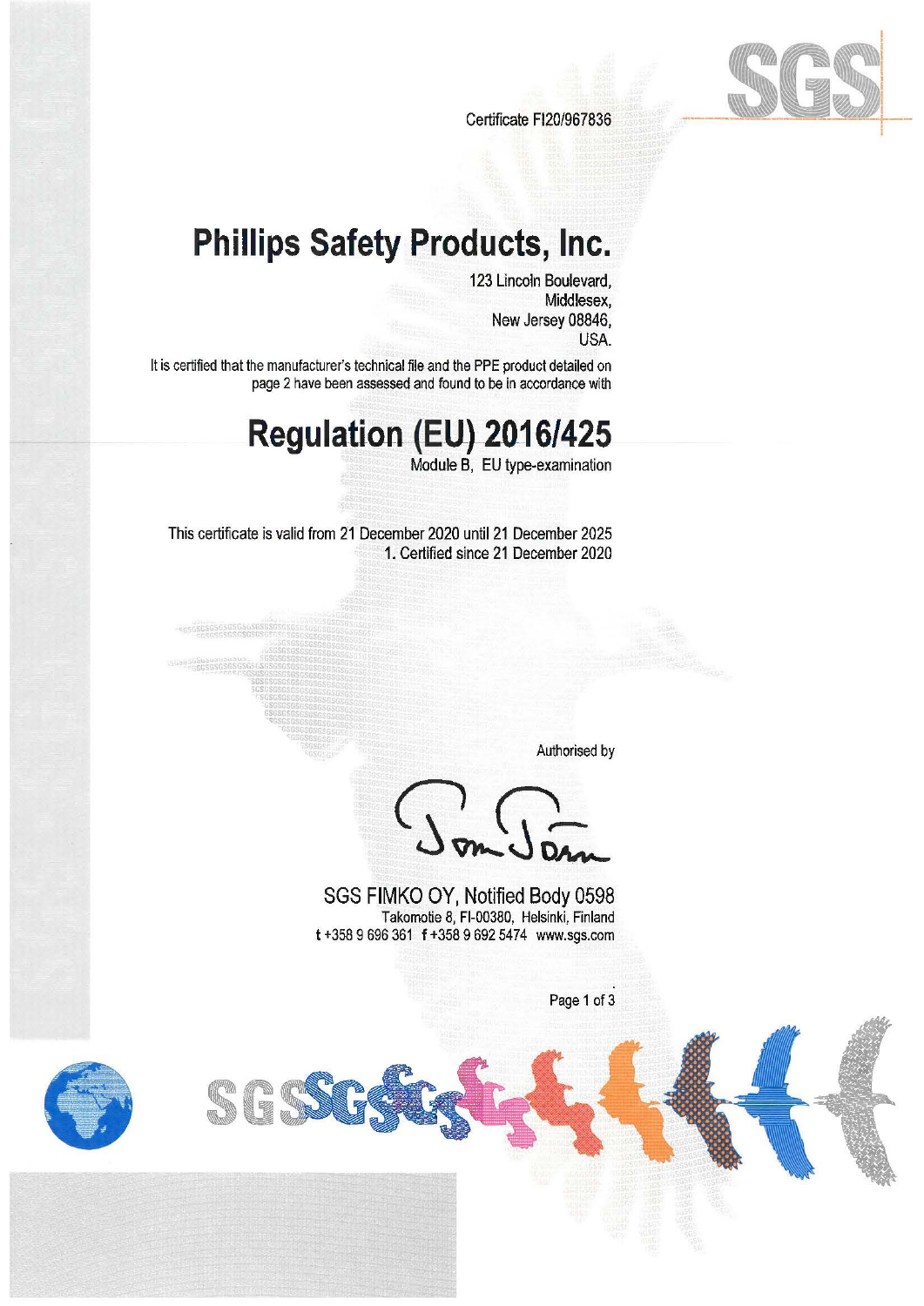Certificate FI20/967836

# Phillips Safety Products, Inc.

123 Lincoln Boulevard,
Middlesex,
New Jersey 08846,
USA.

It is certified that the manufacturer's technical file and the PPE product detailed on page 2 have been assessed and found to be in accordance with

# Regulation (EU) 2016/425

Module B, EU type-examination

This certificate is valid from 21 December 2020 until 21 December 2025
1. Certified since 21 December 2020

Authorised by

SGS FIMKO OY, Notified Body 0598
Takomotie 8, FI-00380, Helsinki, Finland
t +358 9 696 361 f +358 9 692 5474 www.sgs.com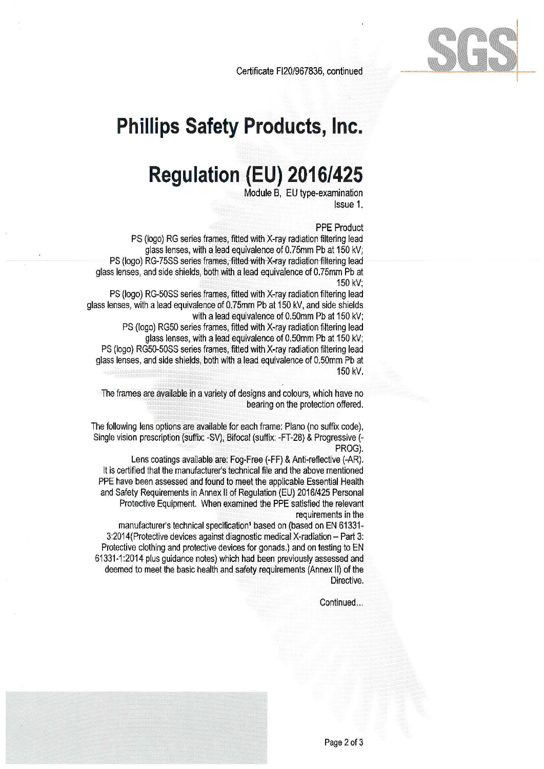Certificate FI20/967836, continued

# Phillips Safety Products, Inc.

# Regulation (EU) 2016/425

Module B, EU type-examination
Issue 1.

PPE Product

PS (logo) RG series frames, fitted with X-ray radiation filtering lead glass lenses, with a lead equivalence of 0.75mm Pb at 150 kV;
PS (logo) RG-75SS series frames, fitted with X-ray radiation filtering lead glass lenses, and side shields, both with a lead equivalence of 0.75mm Pb at 150 kV;
PS (logo) RG-50SS series frames, fitted with X-ray radiation filtering lead glass lenses, with a lead equivalence of 0.75mm Pb at 150 kV, and side shields with a lead equivalence of 0.50mm Pb at 150 kV;
PS (logo) RG50 series frames, fitted with X-ray radiation filtering lead glass lenses, with a lead equivalence of 0.50mm Pb at 150 kV;
PS (logo) RG50-50SS series frames, fitted with X-ray radiation filtering lead glass lenses, and side shields, both with a lead equivalence of 0.50mm Pb at 150 kV.

The frames are available in a variety of designs and colours, which have no bearing on the protection offered.

The following lens options are available for each frame: Plano (no suffix code), Single vision prescription (suffix: -SV), Bifocal (suffix: -FT-28) & Progressive (-PROG).

Lens coatings available are: Fog-Free (-FF) & Anti-reflective (-AR).
It is certified that the manufacturer's technical file and the above mentioned PPE have been assessed and found to meet the applicable Essential Health and Safety Requirements in Annex II of Regulation (EU) 2016/425 Personal Protective Equipment. When examined the PPE satisfied the relevant requirements in the manufacturer's technical specification[1] based on (based on EN 61331-3:2014(Protective devices against diagnostic medical X-radiation – Part 3: Protective clothing and protective devices for gonads.) and on testing to EN 61331-1:2014 plus guidance notes) which had been previously assessed and deemed to meet the basic health and safety requirements (Annex II) of the Directive.

Continued...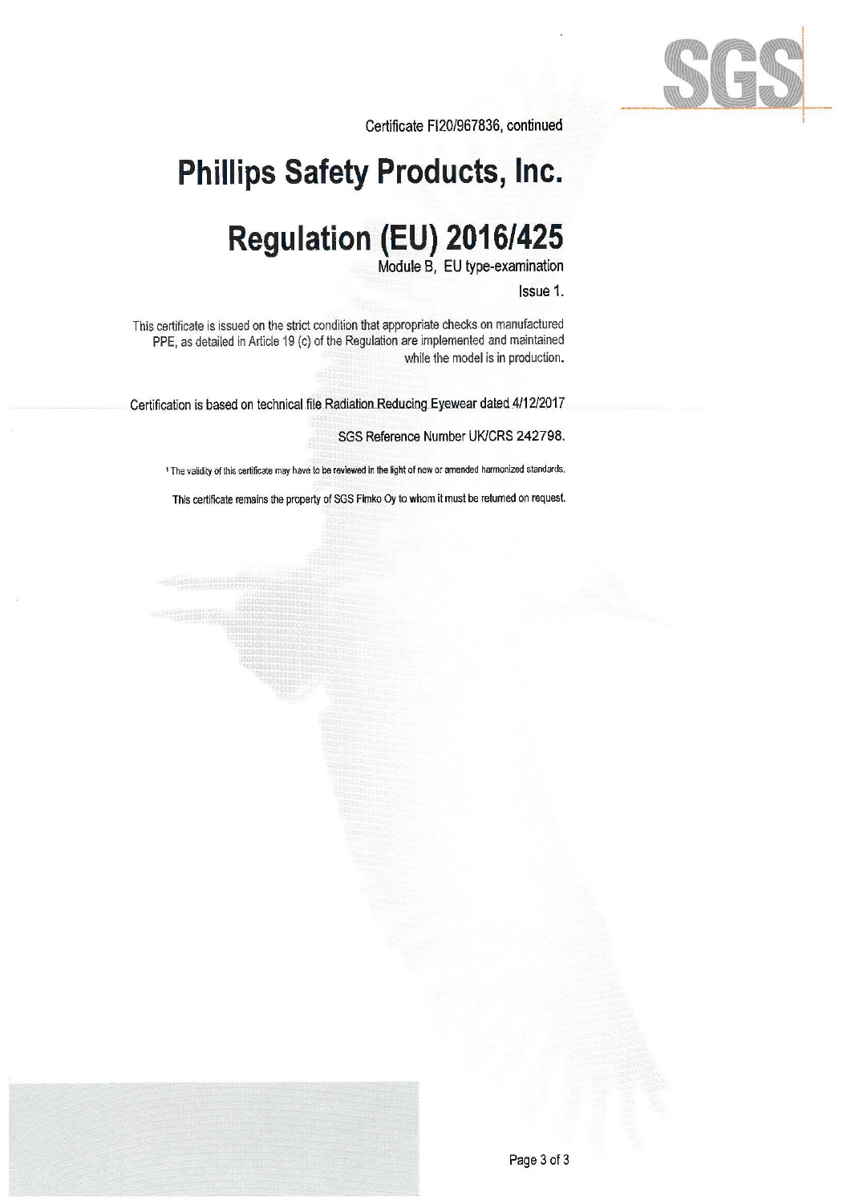Certificate FI20/967836, continued

# Phillips Safety Products, Inc.

# Regulation (EU) 2016/425

Module B, EU type-examination

Issue 1.

This certificate is issued on the strict condition that appropriate checks on manufactured PPE, as detailed in Article 19 (c) of the Regulation are implemented and maintained while the model is in production.

Certification is based on technical file Radiation Reducing Eyewear dated 4/12/2017

SGS Reference Number UK/CRS 242798.

[1] The validity of this certificate may have to be reviewed in the light of new or amended harmonized standards.

This certificate remains the property of SGS Fimko Oy to whom it must be returned on request.